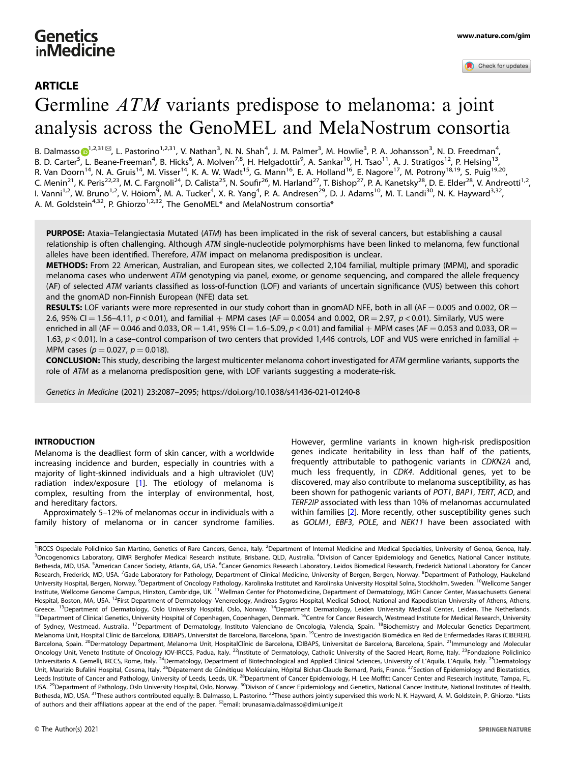ARTICLE

# Germline *ATM* variants predispose to melanoma: a joint analysis across the GenoMEL and MelaNostrum consortia

B. Dalmasso[1,2,31], L. Pastorino[1,2,31], V. Nathan[3], N. N. Shah[4], J. M. Palmer[3], M. Howlie[3], P. A. Johansson[3], N. D. Freedman[4], B. D. Carter[5], L. Beane-Freeman[4], B. Hicks[6], A. Molven[7,8], H. Helgadottir[9], A. Sankar[10], H. Tsao[11], A. J. Stratigos[12], P. Helsing[13], R. Van Doorn[14], N. A. Gruis[14], M. Visser[14], K. A. W. Wadt[15], G. Mann[16], E. A. Holland[16], E. Nagore[17], M. Potrony[18,19], S. Puig[19,20], C. Menin[21], K. Peris[22,23], M. C. Fargnoli[24], D. Calista[25], N. Soufir[26], M. Harland[27], T. Bishop[27], P. A. Kanetsky[28], D. E. Elder[28], V. Andreotti[1,2], I. Vanni[1,2], W. Bruno[1,2], V. Höiom[9], M. A. Tucker[4], X. R. Yang[4], P. A. Andresen[29], D. J. Adams[10], M. T. Landi[30], N. K. Hayward[3,32], A. M. Goldstein[4,32], P. Ghiorzo[1,2,32], The GenoMEL* and MelaNostrum consortia*

**PURPOSE:** Ataxia–Telangiectasia Mutated (*ATM*) has been implicated in the risk of several cancers, but establishing a causal relationship is often challenging. Although *ATM* single-nucleotide polymorphisms have been linked to melanoma, few functional alleles have been identified. Therefore, *ATM* impact on melanoma predisposition is unclear.

**METHODS:** From 22 American, Australian, and European sites, we collected 2,104 familial, multiple primary (MPM), and sporadic melanoma cases who underwent *ATM* genotyping via panel, exome, or genome sequencing, and compared the allele frequency (AF) of selected *ATM* variants classified as loss-of-function (LOF) and variants of uncertain significance (VUS) between this cohort and the gnomAD non-Finnish European (NFE) data set.

**RESULTS:** LOF variants were more represented in our study cohort than in gnomAD NFE, both in all (AF = 0.005 and 0.002, OR = 2.6, 95% CI = 1.56–4.11, $p < 0.01$), and familial + MPM cases (AF = 0.0054 and 0.002, OR = 2.97, $p < 0.01$). Similarly, VUS were enriched in all (AF = 0.046 and 0.033, OR = 1.41, 95% CI = 1.6–5.09, $p < 0.01$) and familial + MPM cases (AF = 0.053 and 0.033, OR = 1.63, $p < 0.01$). In a case–control comparison of two centers that provided 1,446 controls, LOF and VUS were enriched in familial + MPM cases ($p = 0.027$, $p = 0.018$).

**CONCLUSION:** This study, describing the largest multicenter melanoma cohort investigated for *ATM* germline variants, supports the role of *ATM* as a melanoma predisposition gene, with LOF variants suggesting a moderate-risk.

Genetics in Medicine (2021) 23:2087–2095; https://doi.org/10.1038/s41436-021-01240-8

## INTRODUCTION

Melanoma is the deadliest form of skin cancer, with a worldwide increasing incidence and burden, especially in countries with a majority of light-skinned individuals and a high ultraviolet (UV) radiation index/exposure [1]. The etiology of melanoma is complex, resulting from the interplay of environmental, host, and hereditary factors.

Approximately 5–12% of melanomas occur in individuals with a family history of melanoma or in cancer syndrome families. However, germline variants in known high-risk predisposition genes indicate heritability in less than half of the patients, frequently attributable to pathogenic variants in *CDKN2A* and, much less frequently, in *CDK4*. Additional genes, yet to be discovered, may also contribute to melanoma susceptibility, as has been shown for pathogenic variants of *POT1*, *BAP1*, *TERT*, *ACD*, and *TERF2IP* associated with less than 10% of melanomas accumulated within families [2]. More recently, other susceptibility genes such as *GOLM1*, *EBF3*, *POLE*, and *NEK11* have been associated with

---

[1]IRCCS Ospedale Policlinico San Martino, Genetics of Rare Cancers, Genoa, Italy. [2]Department of Internal Medicine and Medical Specialties, University of Genoa, Genoa, Italy. [3]Oncogenomics Laboratory, QIMR Berghofer Medical Research Institute, Brisbane, QLD, Australia. [4]Division of Cancer Epidemiology and Genetics, National Cancer Institute, Bethesda, MD, USA. [5]American Cancer Society, Atlanta, GA, USA. [6]Cancer Genomics Research Laboratory, Leidos Biomedical Research, Frederick National Laboratory for Cancer Research, Frederick, MD, USA. [7]Gade Laboratory for Pathology, Department of Clinical Medicine, University of Bergen, Bergen, Norway. [8]Department of Pathology, Haukeland University Hospital, Bergen, Norway. [9]Department of Oncology Pathology, Karolinska Institutet and Karolinska University Hospital Solna, Stockholm, Sweden. [10]Wellcome Sanger Institute, Wellcome Genome Campus, Hinxton, Cambridge, UK. [11]Wellman Center for Photomedicine, Department of Dermatology, MGH Cancer Center, Massachusetts General Hospital, Boston, MA, USA. [12]First Department of Dermatology–Venereology, Andreas Sygros Hospital, Medical School, National and Kapodistrian University of Athens, Athens, Greece. [13]Department of Dermatology, Oslo University Hospital, Oslo, Norway. [14]Department Dermatology, Leiden University Medical Center, Leiden, The Netherlands. [15]Department of Clinical Genetics, University Hospital of Copenhagen, Copenhagen, Denmark. [16]Centre for Cancer Research, Westmead Institute for Medical Research, University of Sydney, Westmead, Australia. [17]Department of Dermatology, Instituto Valenciano de Oncologia, Valencia, Spain. [18]Biochemistry and Molecular Genetics Department, Melanoma Unit, Hospital Clínic de Barcelona, IDIBAPS, Universitat de Barcelona, Barcelona, Spain. [19]Centro de Investigación Biomédica en Red de Enfermedades Raras (CIBERER), Barcelona, Spain. [20]Dermatology Department, Melanoma Unit, HospitalClínic de Barcelona, IDIBAPS, Universitat de Barcelona, Barcelona, Spain. [21]Immunology and Molecular Oncology Unit, Veneto Institute of Oncology IOV-IRCCS, Padua, Italy. [22]Institute of Dermatology, Catholic University of the Sacred Heart, Rome, Italy. [23]Fondazione Policlinico Universitario A. Gemelli, IRCCS, Rome, Italy. [24]Dermatology, Department of Biotechnological and Applied Clinical Sciences, University of L'Aquila, L'Aquila, Italy. [25]Dermatology Unit, Maurizio Bufalini Hospital, Cesena, Italy. [26]Dépatement de Génétique Moléculaire, Hôpital Bichat-Claude Bernard, Paris, France. [27]Section of Epidemiology and Biostatistics, Leeds Institute of Cancer and Pathology, University of Leeds, Leeds, UK. [28]Department of Cancer Epidemiology, H. Lee Moffitt Cancer Center and Research Institute, Tampa, FL, USA. [29]Department of Pathology, Oslo University Hospital, Oslo, Norway. [30]Divison of Cancer Epidemiology and Genetics, National Cancer Institute, National Institutes of Health, Bethesda, MD, USA. [31]These authors contributed equally: B. Dalmasso, L. Pastorino. [32]These authors jointly supervised this work: N. K. Hayward, A. M. Goldstein, P. Ghiorzo. *Lists of authors and their affiliations appear at the end of the paper. email: brunasamia.dalmasso@dimi.unige.it

© The Author(s) 2021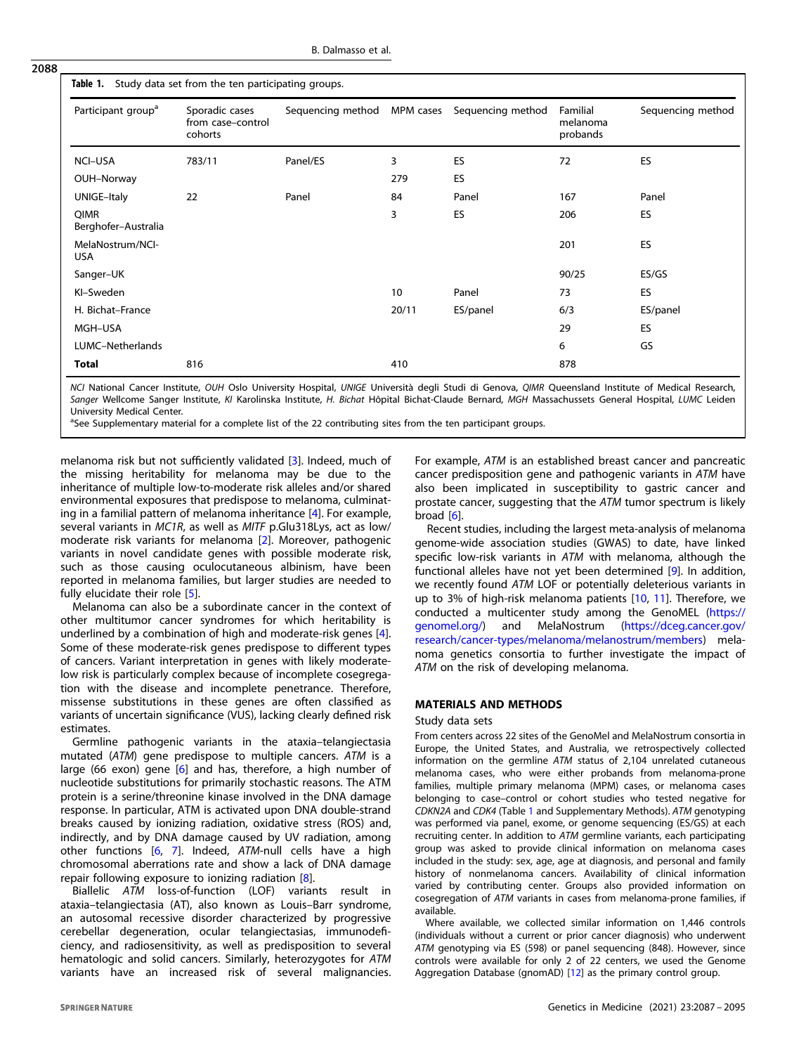**Table 1.** Study data set from the ten participating groups.

| Participant group[a] | Sporadic cases from case–control cohorts | Sequencing method | MPM cases | Sequencing method | Familial melanoma probands | Sequencing method |
|---|---|---|---|---|---|---|
| NCI–USA | 783/11 | Panel/ES | 3 | ES | 72 | ES |
| OUH–Norway | | | 279 | ES | | |
| UNIGE–Italy | 22 | Panel | 84 | Panel | 167 | Panel |
| QIMR Berghofer–Australia | | | 3 | ES | 206 | ES |
| MelaNostrum/NCI-USA | | | | | 201 | ES |
| Sanger–UK | | | | | 90/25 | ES/GS |
| KI–Sweden | | | 10 | Panel | 73 | ES |
| H. Bichat–France | | | 20/11 | ES/panel | 6/3 | ES/panel |
| MGH–USA | | | | | 29 | ES |
| LUMC–Netherlands | | | | | 6 | GS |
| **Total** | 816 | | 410 | | 878 | |

*NCI* National Cancer Institute, *OUH* Oslo University Hospital, *UNIGE* Università degli Studi di Genova, *QIMR* Queensland Institute of Medical Research, *Sanger* Wellcome Sanger Institute, *KI* Karolinska Institute, *H. Bichat* Hôpital Bichat-Claude Bernard, *MGH* Massachussets General Hospital, *LUMC* Leiden University Medical Center.

[a]See Supplementary material for a complete list of the 22 contributing sites from the ten participant groups.

melanoma risk but not sufficiently validated [3]. Indeed, much of the missing heritability for melanoma may be due to the inheritance of multiple low-to-moderate risk alleles and/or shared environmental exposures that predispose to melanoma, culminating in a familial pattern of melanoma inheritance [4]. For example, several variants in *MC1R*, as well as *MITF* p.Glu318Lys, act as low/moderate risk variants for melanoma [2]. Moreover, pathogenic variants in novel candidate genes with possible moderate risk, such as those causing oculocutaneous albinism, have been reported in melanoma families, but larger studies are needed to fully elucidate their role [5].

Melanoma can also be a subordinate cancer in the context of other multitumor cancer syndromes for which heritability is underlined by a combination of high and moderate-risk genes [4]. Some of these moderate-risk genes predispose to different types of cancers. Variant interpretation in genes with likely moderate-low risk is particularly complex because of incomplete cosegregation with the disease and incomplete penetrance. Therefore, missense substitutions in these genes are often classified as variants of uncertain significance (VUS), lacking clearly defined risk estimates.

Germline pathogenic variants in the ataxia–telangiectasia mutated (*ATM*) gene predispose to multiple cancers. *ATM* is a large (66 exon) gene [6] and has, therefore, a high number of nucleotide substitutions for primarily stochastic reasons. The ATM protein is a serine/threonine kinase involved in the DNA damage response. In particular, ATM is activated upon DNA double-strand breaks caused by ionizing radiation, oxidative stress (ROS) and, indirectly, and by DNA damage caused by UV radiation, among other functions [6, 7]. Indeed, *ATM*-null cells have a high chromosomal aberrations rate and show a lack of DNA damage repair following exposure to ionizing radiation [8].

Biallelic *ATM* loss-of-function (LOF) variants result in ataxia–telangiectasia (AT), also known as Louis–Barr syndrome, an autosomal recessive disorder characterized by progressive cerebellar degeneration, ocular telangiectasias, immunodeficiency, and radiosensitivity, as well as predisposition to several hematologic and solid cancers. Similarly, heterozygotes for *ATM* variants have an increased risk of several malignancies. For example, *ATM* is an established breast cancer and pancreatic cancer predisposition gene and pathogenic variants in *ATM* have also been implicated in susceptibility to gastric cancer and prostate cancer, suggesting that the *ATM* tumor spectrum is likely broad [6].

Recent studies, including the largest meta-analysis of melanoma genome-wide association studies (GWAS) to date, have linked specific low-risk variants in *ATM* with melanoma, although the functional alleles have not yet been determined [9]. In addition, we recently found *ATM* LOF or potentially deleterious variants in up to 3% of high-risk melanoma patients [10, 11]. Therefore, we conducted a multicenter study among the GenoMEL (https://genomel.org/) and MelaNostrum (https://dceg.cancer.gov/research/cancer-types/melanoma/melanostrum/members) melanoma genetics consortia to further investigate the impact of *ATM* on the risk of developing melanoma.

## MATERIALS AND METHODS

### Study data sets

From centers across 22 sites of the GenoMel and MelaNostrum consortia in Europe, the United States, and Australia, we retrospectively collected information on the germline *ATM* status of 2,104 unrelated cutaneous melanoma cases, who were either probands from melanoma-prone families, multiple primary melanoma (MPM) cases, or melanoma cases belonging to case–control or cohort studies who tested negative for *CDKN2A* and *CDK4* (Table 1 and Supplementary Methods). *ATM* genotyping was performed via panel, exome, or genome sequencing (ES/GS) at each recruiting center. In addition to *ATM* germline variants, each participating group was asked to provide clinical information on melanoma cases included in the study: sex, age, age at diagnosis, and personal and family history of nonmelanoma cancers. Availability of clinical information varied by contributing center. Groups also provided information on cosegregation of *ATM* variants in cases from melanoma-prone families, if available.

Where available, we collected similar information on 1,446 controls (individuals without a current or prior cancer diagnosis) who underwent *ATM* genotyping via ES (598) or panel sequencing (848). However, since controls were available for only 2 of 22 centers, we used the Genome Aggregation Database (gnomAD) [12] as the primary control group.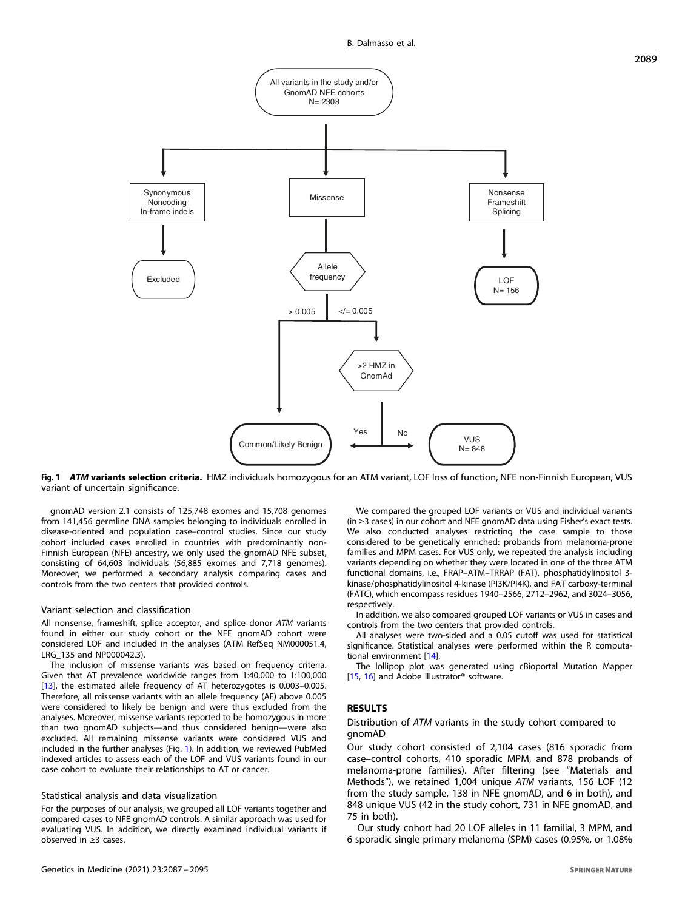**Fig. 1** ***ATM*** **variants selection criteria.** HMZ individuals homozygous for an ATM variant, LOF loss of function, NFE non-Finnish European, VUS variant of uncertain significance.

gnomAD version 2.1 consists of 125,748 exomes and 15,708 genomes from 141,456 germline DNA samples belonging to individuals enrolled in disease-oriented and population case–control studies. Since our study cohort included cases enrolled in countries with predominantly non-Finnish European (NFE) ancestry, we only used the gnomAD NFE subset, consisting of 64,603 individuals (56,885 exomes and 7,718 genomes). Moreover, we performed a secondary analysis comparing cases and controls from the two centers that provided controls.

### Variant selection and classification

All nonsense, frameshift, splice acceptor, and splice donor *ATM* variants found in either our study cohort or the NFE gnomAD cohort were considered LOF and included in the analyses (ATM RefSeq NM000051.4, LRG_135 and NP000042.3).

The inclusion of missense variants was based on frequency criteria. Given that AT prevalence worldwide ranges from 1:40,000 to 1:100,000 [13], the estimated allele frequency of AT heterozygotes is 0.003–0.005. Therefore, all missense variants with an allele frequency (AF) above 0.005 were considered to likely be benign and were thus excluded from the analyses. Moreover, missense variants reported to be homozygous in more than two gnomAD subjects—and thus considered benign—were also excluded. All remaining missense variants were considered VUS and included in the further analyses (Fig. 1). In addition, we reviewed PubMed indexed articles to assess each of the LOF and VUS variants found in our case cohort to evaluate their relationships to AT or cancer.

### Statistical analysis and data visualization

For the purposes of our analysis, we grouped all LOF variants together and compared cases to NFE gnomAD controls. A similar approach was used for evaluating VUS. In addition, we directly examined individual variants if observed in ≥3 cases.

We compared the grouped LOF variants or VUS and individual variants (in ≥3 cases) in our cohort and NFE gnomAD data using Fisher's exact tests. We also conducted analyses restricting the case sample to those considered to be genetically enriched: probands from melanoma-prone families and MPM cases. For VUS only, we repeated the analysis including variants depending on whether they were located in one of the three ATM functional domains, i.e., FRAP–ATM–TRRAP (FAT), phosphatidylinositol 3-kinase/phosphatidylinositol 4-kinase (PI3K/PI4K), and FAT carboxy-terminal (FATC), which encompass residues 1940–2566, 2712–2962, and 3024–3056, respectively.

In addition, we also compared grouped LOF variants or VUS in cases and controls from the two centers that provided controls.

All analyses were two-sided and a 0.05 cutoff was used for statistical significance. Statistical analyses were performed within the R computational environment [14].

The lollipop plot was generated using cBioportal Mutation Mapper [15, 16] and Adobe Illustrator® software.

## RESULTS

### Distribution of *ATM* variants in the study cohort compared to gnomAD

Our study cohort consisted of 2,104 cases (816 sporadic from case–control cohorts, 410 sporadic MPM, and 878 probands of melanoma-prone families). After filtering (see "Materials and Methods"), we retained 1,004 unique *ATM* variants, 156 LOF (12 from the study sample, 138 in NFE gnomAD, and 6 in both), and 848 unique VUS (42 in the study cohort, 731 in NFE gnomAD, and 75 in both).

Our study cohort had 20 LOF alleles in 11 familial, 3 MPM, and 6 sporadic single primary melanoma (SPM) cases (0.95%, or 1.08%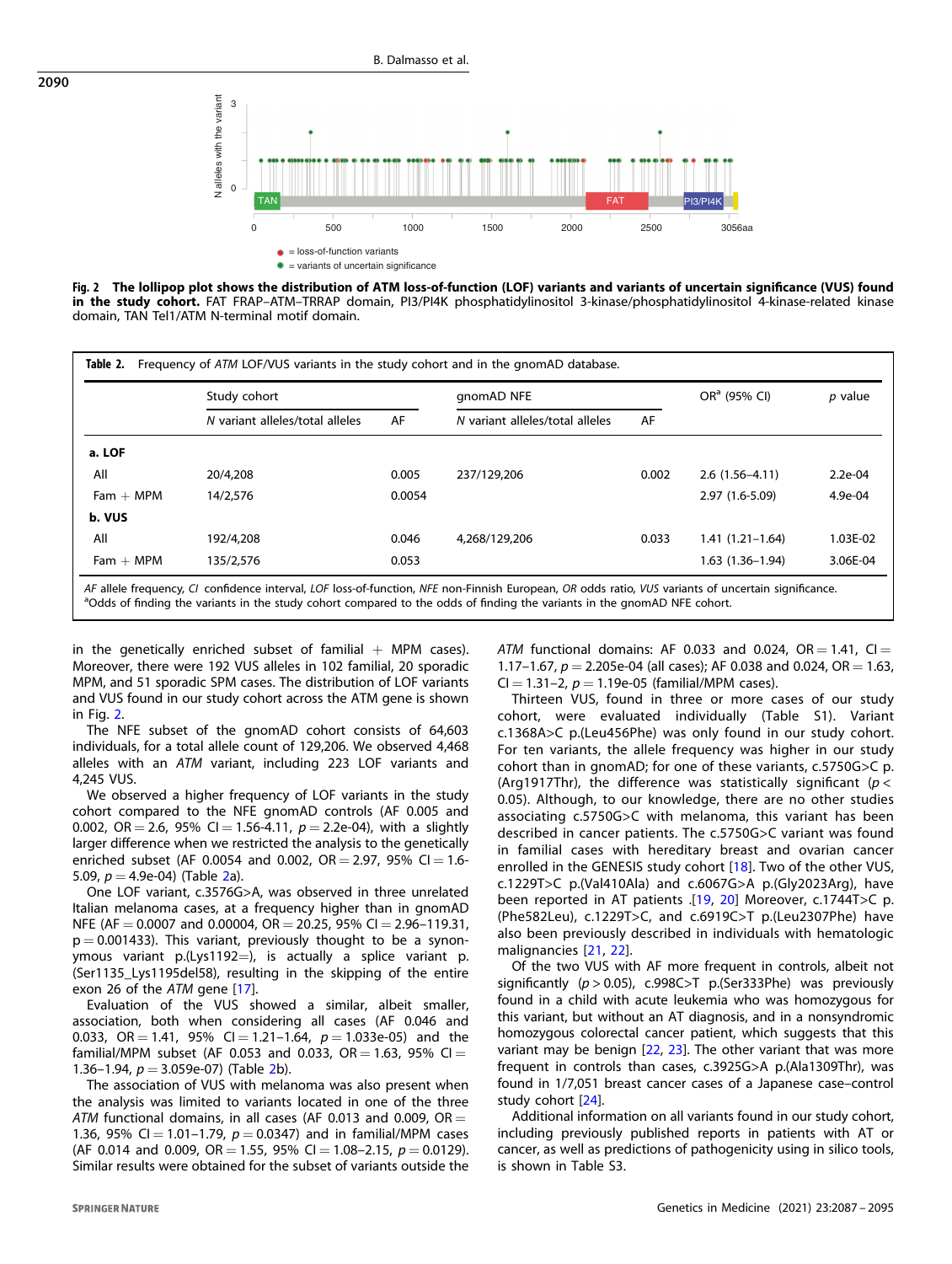Fig. 2 **The lollipop plot shows the distribution of ATM loss-of-function (LOF) variants and variants of uncertain significance (VUS) found in the study cohort.** FAT FRAP–ATM–TRRAP domain, PI3/PI4K phosphatidylinositol 3-kinase/phosphatidylinositol 4-kinase-related kinase domain, TAN Tel1/ATM N-terminal motif domain.

**Table 2.** Frequency of *ATM* LOF/VUS variants in the study cohort and in the gnomAD database.

| | Study cohort | | gnomAD NFE | | OR[a] (95% CI) | *p* value |
|---|---|---|---|---|---|---|
| | *N* variant alleles/total alleles | AF | *N* variant alleles/total alleles | AF | | |
| **a. LOF** | | | | | | |
| All | 20/4,208 | 0.005 | 237/129,206 | 0.002 | 2.6 (1.56–4.11) | 2.2e-04 |
| Fam + MPM | 14/2,576 | 0.0054 | | | 2.97 (1.6-5.09) | 4.9e-04 |
| **b. VUS** | | | | | | |
| All | 192/4,208 | 0.046 | 4,268/129,206 | 0.033 | 1.41 (1.21–1.64) | 1.03E-02 |
| Fam + MPM | 135/2,576 | 0.053 | | | 1.63 (1.36–1.94) | 3.06E-04 |

*AF* allele frequency, *CI* confidence interval, *LOF* loss-of-function, *NFE* non-Finnish European, *OR* odds ratio, *VUS* variants of uncertain significance.
[a]Odds of finding the variants in the study cohort compared to the odds of finding the variants in the gnomAD NFE cohort.

in the genetically enriched subset of familial + MPM cases). Moreover, there were 192 VUS alleles in 102 familial, 20 sporadic MPM, and 51 sporadic SPM cases. The distribution of LOF variants and VUS found in our study cohort across the ATM gene is shown in Fig. 2.

The NFE subset of the gnomAD cohort consists of 64,603 individuals, for a total allele count of 129,206. We observed 4,468 alleles with an *ATM* variant, including 223 LOF variants and 4,245 VUS.

We observed a higher frequency of LOF variants in the study cohort compared to the NFE gnomAD controls (AF 0.005 and 0.002, OR = 2.6, 95% CI = 1.56-4.11, $p = 2.2e\text{-}04$), with a slightly larger difference when we restricted the analysis to the genetically enriched subset (AF 0.0054 and 0.002, OR = 2.97, 95% CI = 1.6-5.09, $p = 4.9e\text{-}04$) (Table 2a).

One LOF variant, c.3576G>A, was observed in three unrelated Italian melanoma cases, at a frequency higher than in gnomAD NFE (AF = 0.0007 and 0.00004, OR = 20.25, 95% CI = 2.96–119.31, p = 0.001433). This variant, previously thought to be a synonymous variant p.(Lys1192=), is actually a splice variant p.(Ser1135_Lys1195del58), resulting in the skipping of the entire exon 26 of the *ATM* gene [17].

Evaluation of the VUS showed a similar, albeit smaller, association, both when considering all cases (AF 0.046 and 0.033, OR = 1.41, 95% CI = 1.21–1.64, $p = 1.033e\text{-}05$) and the familial/MPM subset (AF 0.053 and 0.033, OR = 1.63, 95% CI = 1.36–1.94, $p = 3.059e\text{-}07$) (Table 2b).

The association of VUS with melanoma was also present when the analysis was limited to variants located in one of the three *ATM* functional domains, in all cases (AF 0.013 and 0.009, OR = 1.36, 95% CI = 1.01–1.79, $p = 0.0347$) and in familial/MPM cases (AF 0.014 and 0.009, OR = 1.55, 95% CI = 1.08–2.15, $p = 0.0129$). Similar results were obtained for the subset of variants outside the *ATM* functional domains: AF 0.033 and 0.024, OR = 1.41, CI = 1.17–1.67, $p = 2.205e\text{-}04$ (all cases); AF 0.038 and 0.024, OR = 1.63, CI = 1.31–2, $p = 1.19e\text{-}05$ (familial/MPM cases).

Thirteen VUS, found in three or more cases of our study cohort, were evaluated individually (Table S1). Variant c.1368A>C p.(Leu456Phe) was only found in our study cohort. For ten variants, the allele frequency was higher in our study cohort than in gnomAD; for one of these variants, c.5750G>C p.(Arg1917Thr), the difference was statistically significant ($p < 0.05$). Although, to our knowledge, there are no other studies associating c.5750G>C with melanoma, this variant has been described in cancer patients. The c.5750G>C variant was found in familial cases with hereditary breast and ovarian cancer enrolled in the GENESIS study cohort [18]. Two of the other VUS, c.1229T>C p.(Val410Ala) and c.6067G>A p.(Gly2023Arg), have been reported in AT patients .[19, 20] Moreover, c.1744T>C p.(Phe582Leu), c.1229T>C, and c.6919C>T p.(Leu2307Phe) have also been previously described in individuals with hematologic malignancies [21, 22].

Of the two VUS with AF more frequent in controls, albeit not significantly ($p > 0.05$), c.998C>T p.(Ser333Phe) was previously found in a child with acute leukemia who was homozygous for this variant, but without an AT diagnosis, and in a nonsyndromic homozygous colorectal cancer patient, which suggests that this variant may be benign [22, 23]. The other variant that was more frequent in controls than cases, c.3925G>A p.(Ala1309Thr), was found in 1/7,051 breast cancer cases of a Japanese case–control study cohort [24].

Additional information on all variants found in our study cohort, including previously published reports in patients with AT or cancer, as well as predictions of pathogenicity using in silico tools, is shown in Table S3.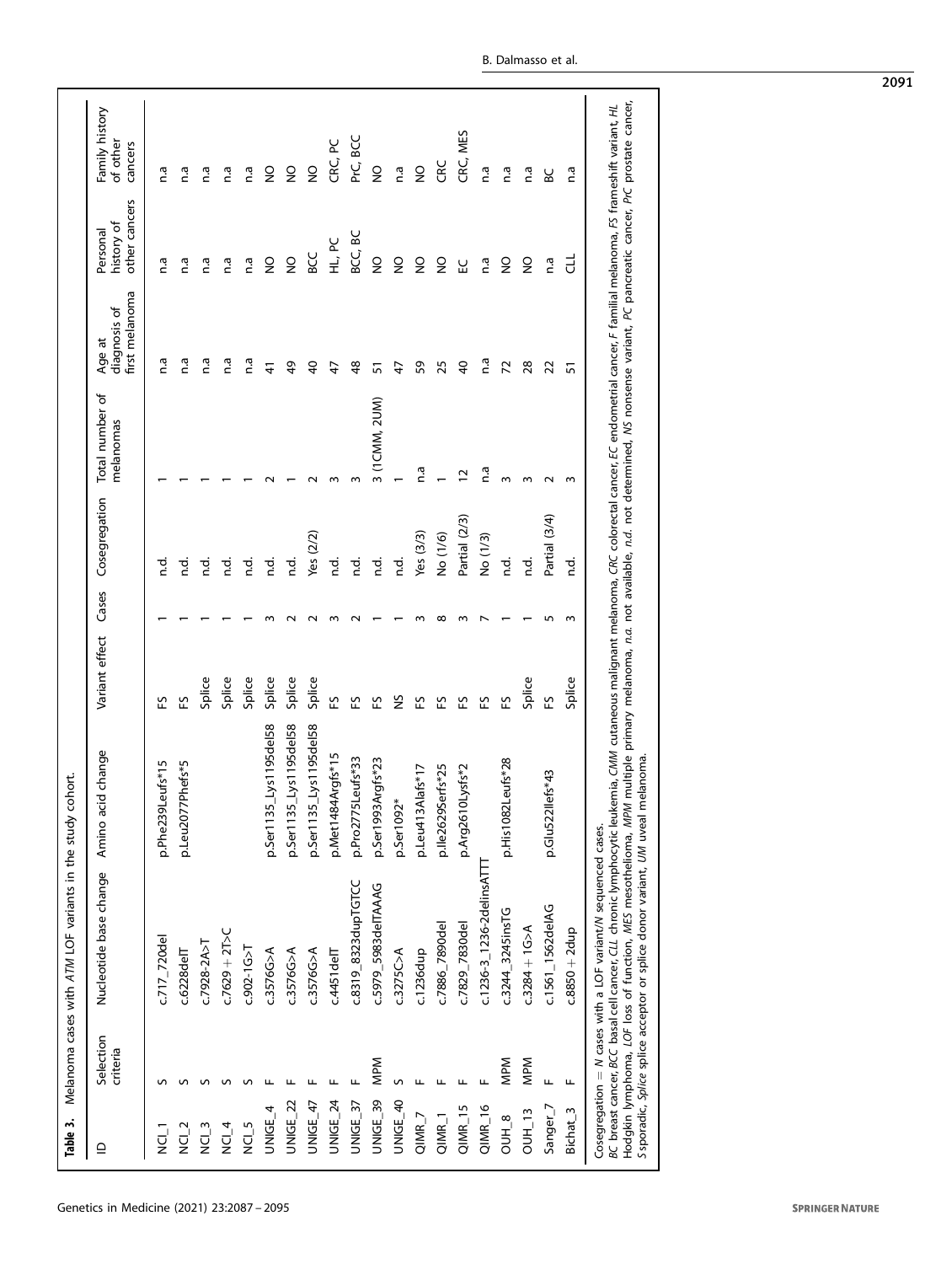**Table 3.** Melanoma cases with *ATM* LOF variants in the study cohort.

| ID | Selection criteria | Nucleotide base change | Amino acid change | Variant effect | Cases | Cosegregation | Total number of melanomas | Age at diagnosis of first melanoma | Personal history of other cancers | Family history of other cancers |
|---|---|---|---|---|---|---|---|---|---|---|
| NCI_1 | S | c.717_720del | p.Phe239Leufs*15 | FS | 1 | n.d. | 1 | n.a | n.a | n.a |
| NCI_2 | S | c.6228delT | p.Leu2077Phefs*5 | FS | 1 | n.d. | 1 | n.a | n.a | n.a |
| NCI_3 | S | c.7928-2A>T | | Splice | 1 | n.d. | 1 | n.a | n.a | n.a |
| NCI_4 | S | c.7629 + 2T>C | | Splice | 1 | n.d. | 1 | n.a | n.a | n.a |
| NCI_5 | S | c.902-1G>T | | Splice | 1 | n.d. | 1 | n.a | n.a | n.a |
| UNIGE_4 | F | c.3576G>A | p.Ser1135_Lys1195del58 | Splice | 3 | n.d. | 2 | 41 | NO | NO |
| UNIGE_22 | F | c.3576G>A | p.Ser1135_Lys1195del58 | Splice | 2 | n.d. | 1 | 49 | NO | NO |
| UNIGE_47 | F | c.3576G>A | p.Ser1135_Lys1195del58 | Splice | 2 | Yes (2/2) | 2 | 40 | BCC | NO |
| UNIGE_24 | F | c.4451delT | p.Met1484Argfs*15 | FS | 3 | n.d. | 3 | 47 | HL, PC | CRC, PC |
| UNIGE_37 | F | c.8319_8323dupTGTCC | p.Pro2775Leufs*33 | FS | 2 | n.d. | 3 | 48 | BCC, BC | PrC, BCC |
| UNIGE_39 | MPM | c.5979_5983delTAAAG | p.Ser1993Argfs*23 | FS | 1 | n.d. | 3 (1CMM, 2UM) | 51 | NO | NO |
| UNIGE_40 | S | c.3275C>A | p.Ser1092* | NS | 1 | n.d. | 1 | 47 | NO | n.a |
| QIMR_7 | F | c.1236dup | p.Leu413Alafs*17 | FS | 3 | Yes (3/3) | n.a | 59 | NO | NO |
| QIMR_1 | F | c.7886_7890del | p.Ile2629Serfs*25 | FS | 8 | No (1/6) | 1 | 25 | NO | CRC |
| QIMR_15 | F | c.7829_7830del | p.Arg2610Lysfs*2 | FS | 3 | Partial (2/3) | 12 | 40 | EC | CRC, MES |
| QIMR_16 | F | c.1236-3_1236-2delinsATTT | | FS | 7 | No (1/3) | n.a | n.a | n.a | n.a |
| OUH_8 | MPM | c.3244_3245insTG | p.His1082Leufs*28 | FS | 1 | n.d. | 3 | 72 | NO | n.a |
| OUH_13 | MPM | c.3284 + 1G>A | | Splice | 1 | n.d. | 3 | 28 | NO | n.a |
| Sanger_7 | F | c.1561_1562delAG | p.Glu522Ilefs*43 | FS | 5 | Partial (3/4) | 2 | 22 | n.a | BC |
| Bichat_3 | F | c.8850 + 2dup | | Splice | 3 | n.d. | 3 | 51 | CLL | n.a |

Cosegregation = *N* cases with a LOF variant/*N* sequenced cases.
*BC* breast cancer, *BCC* basal cell cancer, *CLL* chronic lymphocytic leukemia, *CMM* cutaneous malignant melanoma, *CRC* colorectal cancer, *EC* endometrial cancer, *F* familial melanoma, *FS* frameshift variant, *HL* Hodgkin lymphoma, *LOF* loss of function, *MES* mesothelioma, *MPM* multiple primary melanoma, *n.a.* not available, *n.d.* not determined, *NS* nonsense variant, *PC* pancreatic cancer, *PrC* prostate cancer, *S* sporadic, *Splice* splice acceptor or splice donor variant, *UM* uveal melanoma.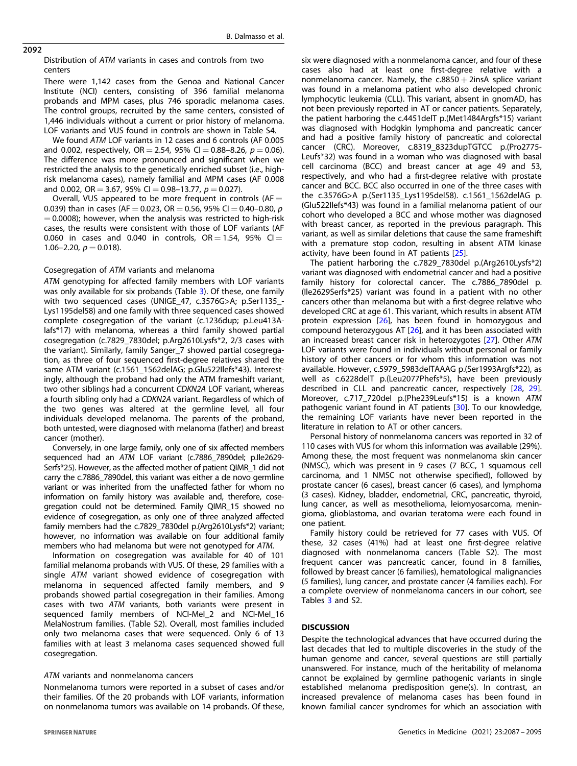Distribution of *ATM* variants in cases and controls from two centers

There were 1,142 cases from the Genoa and National Cancer Institute (NCI) centers, consisting of 396 familial melanoma probands and MPM cases, plus 746 sporadic melanoma cases. The control groups, recruited by the same centers, consisted of 1,446 individuals without a current or prior history of melanoma. LOF variants and VUS found in controls are shown in Table S4.

We found *ATM* LOF variants in 12 cases and 6 controls (AF 0.005 and 0.002, respectively, OR = 2.54, 95% CI = 0.88–8.26, $p = 0.06$). The difference was more pronounced and significant when we restricted the analysis to the genetically enriched subset (i.e., high-risk melanoma cases), namely familial and MPM cases (AF 0.008 and 0.002, OR = 3.67, 95% CI = 0.98–13.77, $p = 0.027$).

Overall, VUS appeared to be more frequent in controls (AF = 0.039) than in cases (AF = 0.023, OR = 0.56, 95% CI = 0.40–0.80, $p = 0.0008$); however, when the analysis was restricted to high-risk cases, the results were consistent with those of LOF variants (AF 0.060 in cases and 0.040 in controls, OR = 1.54, 95% CI = 1.06–2.20, $p = 0.018$).

Cosegregation of *ATM* variants and melanoma

*ATM* genotyping for affected family members with LOF variants was only available for six probands (Table 3). Of these, one family with two sequenced cases (UNIGE_47, c.3576G>A; p.Ser1135_Lys1195del58) and one family with three sequenced cases showed complete cosegregation of the variant (c.1236dup; p.Leu413Alafs*17) with melanoma, whereas a third family showed partial cosegregation (c.7829_7830del; p.Arg2610Lysfs*2, 2/3 cases with the variant). Similarly, family Sanger_7 showed partial cosegregation, as three of four sequenced first-degree relatives shared the same ATM variant (c.1561_1562delAG; p.Glu522Ilefs*43). Interestingly, although the proband had only the ATM frameshift variant, two other siblings had a concurrent *CDKN2A* LOF variant, whereas a fourth sibling only had a *CDKN2A* variant. Regardless of which of the two genes was altered at the germline level, all four individuals developed melanoma. The parents of the proband, both untested, were diagnosed with melanoma (father) and breast cancer (mother).

Conversely, in one large family, only one of six affected members sequenced had an *ATM* LOF variant (c.7886_7890del; p.Ile2629Serfs*25). However, as the affected mother of patient QIMR_1 did not carry the c.7886_7890del, this variant was either a de novo germline variant or was inherited from the unaffected father for whom no information on family history was available and, therefore, cosegregation could not be determined. Family QIMR_15 showed no evidence of cosegregation, as only one of three analyzed affected family members had the c.7829_7830del p.(Arg2610Lysfs*2) variant; however, no information was available on four additional family members who had melanoma but were not genotyped for *ATM*.

Information on cosegregation was available for 40 of 101 familial melanoma probands with VUS. Of these, 29 families with a single *ATM* variant showed evidence of cosegregation with melanoma in sequenced affected family members, and 9 probands showed partial cosegregation in their families. Among cases with two *ATM* variants, both variants were present in sequenced family members of NCI-Mel_2 and NCI-Mel_16 MelaNostrum families. (Table S2). Overall, most families included only two melanoma cases that were sequenced. Only 6 of 13 families with at least 3 melanoma cases sequenced showed full cosegregation.

*ATM* variants and nonmelanoma cancers

Nonmelanoma tumors were reported in a subset of cases and/or their families. Of the 20 probands with LOF variants, information on nonmelanoma tumors was available on 14 probands. Of these, six were diagnosed with a nonmelanoma cancer, and four of these cases also had at least one first-degree relative with a nonmelanoma cancer. Namely, the c.8850 + 2insA splice variant was found in a melanoma patient who also developed chronic lymphocytic leukemia (CLL). This variant, absent in gnomAD, has not been previously reported in AT or cancer patients. Separately, the patient harboring the c.4451delT p.(Met1484Argfs*15) variant was diagnosed with Hodgkin lymphoma and pancreatic cancer and had a positive family history of pancreatic and colorectal cancer (CRC). Moreover, c.8319_8323dupTGTCC p.(Pro2775-Leufs*32) was found in a woman who was diagnosed with basal cell carcinoma (BCC) and breast cancer at age 49 and 53, respectively, and who had a first-degree relative with prostate cancer and BCC. BCC also occurred in one of the three cases with the c.3576G>A p.(Ser1135_Lys1195del58). c.1561_1562delAG p.(Glu522Ilefs*43) was found in a familial melanoma patient of our cohort who developed a BCC and whose mother was diagnosed with breast cancer, as reported in the previous paragraph. This variant, as well as similar deletions that cause the same frameshift with a premature stop codon, resulting in absent ATM kinase activity, have been found in AT patients [25].

The patient harboring the c.7829_7830del p.(Arg2610Lysfs*2) variant was diagnosed with endometrial cancer and had a positive family history for colorectal cancer. The c.7886_7890del p.(Ile2629Serfs*25) variant was found in a patient with no other cancers other than melanoma but with a first-degree relative who developed CRC at age 61. This variant, which results in absent ATM protein expression [26], has been found in homozygous and compound heterozygous AT [26], and it has been associated with an increased breast cancer risk in heterozygotes [27]. Other *ATM* LOF variants were found in individuals without personal or family history of other cancers or for whom this information was not available. However, c.5979_5983delTAAAG p.(Ser1993Argfs*22), as well as c.6228delT p.(Leu2077Phefs*5), have been previously described in CLL and pancreatic cancer, respectively [28, 29]. Moreover, c.717_720del p.(Phe239Leufs*15) is a known *ATM* pathogenic variant found in AT patients [30]. To our knowledge, the remaining LOF variants have never been reported in the literature in relation to AT or other cancers.

Personal history of nonmelanoma cancers was reported in 32 of 110 cases with VUS for whom this information was available (29%). Among these, the most frequent was nonmelanoma skin cancer (NMSC), which was present in 9 cases (7 BCC, 1 squamous cell carcinoma, and 1 NMSC not otherwise specified), followed by prostate cancer (6 cases), breast cancer (6 cases), and lymphoma (3 cases). Kidney, bladder, endometrial, CRC, pancreatic, thyroid, lung cancer, as well as mesothelioma, leiomyosarcoma, meningioma, glioblastoma, and ovarian teratoma were each found in one patient.

Family history could be retrieved for 77 cases with VUS. Of these, 32 cases (41%) had at least one first-degree relative diagnosed with nonmelanoma cancers (Table S2). The most frequent cancer was pancreatic cancer, found in 8 families, followed by breast cancer (6 families), hematological malignancies (5 families), lung cancer, and prostate cancer (4 families each). For a complete overview of nonmelanoma cancers in our cohort, see Tables 3 and S2.

## DISCUSSION

Despite the technological advances that have occurred during the last decades that led to multiple discoveries in the study of the human genome and cancer, several questions are still partially unanswered. For instance, much of the heritability of melanoma cannot be explained by germline pathogenic variants in single established melanoma predisposition gene(s). In contrast, an increased prevalence of melanoma cases has been found in known familial cancer syndromes for which an association with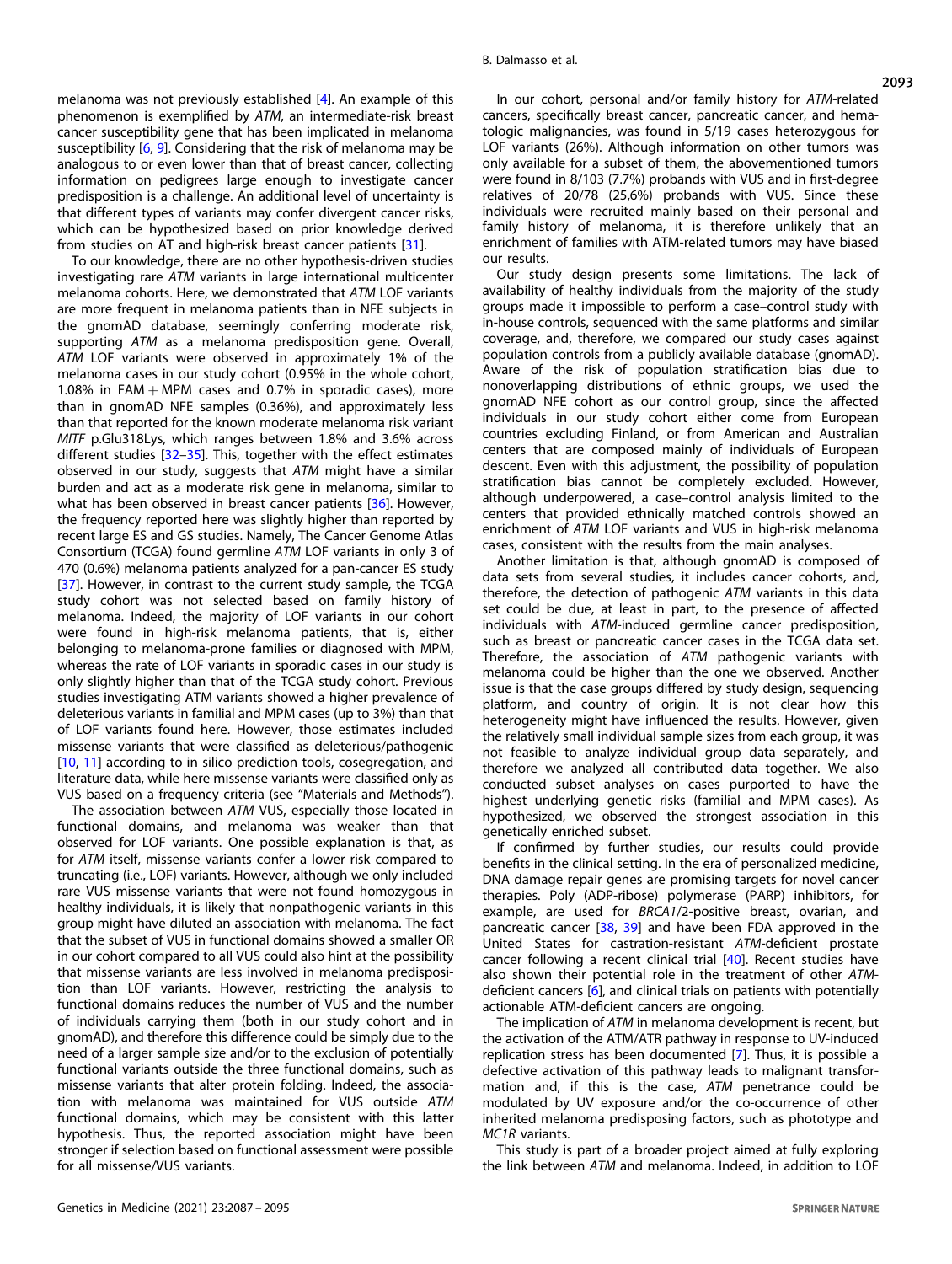melanoma was not previously established [4]. An example of this phenomenon is exemplified by *ATM*, an intermediate-risk breast cancer susceptibility gene that has been implicated in melanoma susceptibility [6, 9]. Considering that the risk of melanoma may be analogous to or even lower than that of breast cancer, collecting information on pedigrees large enough to investigate cancer predisposition is a challenge. An additional level of uncertainty is that different types of variants may confer divergent cancer risks, which can be hypothesized based on prior knowledge derived from studies on AT and high-risk breast cancer patients [31].

To our knowledge, there are no other hypothesis-driven studies investigating rare *ATM* variants in large international multicenter melanoma cohorts. Here, we demonstrated that *ATM* LOF variants are more frequent in melanoma patients than in NFE subjects in the gnomAD database, seemingly conferring moderate risk, supporting *ATM* as a melanoma predisposition gene. Overall, *ATM* LOF variants were observed in approximately 1% of the melanoma cases in our study cohort (0.95% in the whole cohort, 1.08% in FAM + MPM cases and 0.7% in sporadic cases), more than in gnomAD NFE samples (0.36%), and approximately less than that reported for the known moderate melanoma risk variant *MITF* p.Glu318Lys, which ranges between 1.8% and 3.6% across different studies [32–35]. This, together with the effect estimates observed in our study, suggests that *ATM* might have a similar burden and act as a moderate risk gene in melanoma, similar to what has been observed in breast cancer patients [36]. However, the frequency reported here was slightly higher than reported by recent large ES and GS studies. Namely, The Cancer Genome Atlas Consortium (TCGA) found germline *ATM* LOF variants in only 3 of 470 (0.6%) melanoma patients analyzed for a pan-cancer ES study [37]. However, in contrast to the current study sample, the TCGA study cohort was not selected based on family history of melanoma. Indeed, the majority of LOF variants in our cohort were found in high-risk melanoma patients, that is, either belonging to melanoma-prone families or diagnosed with MPM, whereas the rate of LOF variants in sporadic cases in our study is only slightly higher than that of the TCGA study cohort. Previous studies investigating ATM variants showed a higher prevalence of deleterious variants in familial and MPM cases (up to 3%) than that of LOF variants found here. However, those estimates included missense variants that were classified as deleterious/pathogenic [10, 11] according to in silico prediction tools, cosegregation, and literature data, while here missense variants were classified only as VUS based on a frequency criteria (see "Materials and Methods").

The association between *ATM* VUS, especially those located in functional domains, and melanoma was weaker than that observed for LOF variants. One possible explanation is that, as for *ATM* itself, missense variants confer a lower risk compared to truncating (i.e., LOF) variants. However, although we only included rare VUS missense variants that were not found homozygous in healthy individuals, it is likely that nonpathogenic variants in this group might have diluted an association with melanoma. The fact that the subset of VUS in functional domains showed a smaller OR in our cohort compared to all VUS could also hint at the possibility that missense variants are less involved in melanoma predisposition than LOF variants. However, restricting the analysis to functional domains reduces the number of VUS and the number of individuals carrying them (both in our study cohort and in gnomAD), and therefore this difference could be simply due to the need of a larger sample size and/or to the exclusion of potentially functional variants outside the three functional domains, such as missense variants that alter protein folding. Indeed, the association with melanoma was maintained for VUS outside *ATM* functional domains, which may be consistent with this latter hypothesis. Thus, the reported association might have been stronger if selection based on functional assessment were possible for all missense/VUS variants.

In our cohort, personal and/or family history for *ATM*-related cancers, specifically breast cancer, pancreatic cancer, and hematologic malignancies, was found in 5/19 cases heterozygous for LOF variants (26%). Although information on other tumors was only available for a subset of them, the abovementioned tumors were found in 8/103 (7.7%) probands with VUS and in first-degree relatives of 20/78 (25,6%) probands with VUS. Since these individuals were recruited mainly based on their personal and family history of melanoma, it is therefore unlikely that an enrichment of families with ATM-related tumors may have biased our results.

Our study design presents some limitations. The lack of availability of healthy individuals from the majority of the study groups made it impossible to perform a case–control study with in-house controls, sequenced with the same platforms and similar coverage, and, therefore, we compared our study cases against population controls from a publicly available database (gnomAD). Aware of the risk of population stratification bias due to nonoverlapping distributions of ethnic groups, we used the gnomAD NFE cohort as our control group, since the affected individuals in our study cohort either come from European countries excluding Finland, or from American and Australian centers that are composed mainly of individuals of European descent. Even with this adjustment, the possibility of population stratification bias cannot be completely excluded. However, although underpowered, a case–control analysis limited to the centers that provided ethnically matched controls showed an enrichment of *ATM* LOF variants and VUS in high-risk melanoma cases, consistent with the results from the main analyses.

Another limitation is that, although gnomAD is composed of data sets from several studies, it includes cancer cohorts, and, therefore, the detection of pathogenic *ATM* variants in this data set could be due, at least in part, to the presence of affected individuals with *ATM*-induced germline cancer predisposition, such as breast or pancreatic cancer cases in the TCGA data set. Therefore, the association of *ATM* pathogenic variants with melanoma could be higher than the one we observed. Another issue is that the case groups differed by study design, sequencing platform, and country of origin. It is not clear how this heterogeneity might have influenced the results. However, given the relatively small individual sample sizes from each group, it was not feasible to analyze individual group data separately, and therefore we analyzed all contributed data together. We also conducted subset analyses on cases purported to have the highest underlying genetic risks (familial and MPM cases). As hypothesized, we observed the strongest association in this genetically enriched subset.

If confirmed by further studies, our results could provide benefits in the clinical setting. In the era of personalized medicine, DNA damage repair genes are promising targets for novel cancer therapies. Poly (ADP-ribose) polymerase (PARP) inhibitors, for example, are used for *BRCA1*/2-positive breast, ovarian, and pancreatic cancer [38, 39] and have been FDA approved in the United States for castration-resistant *ATM*-deficient prostate cancer following a recent clinical trial [40]. Recent studies have also shown their potential role in the treatment of other *ATM*-deficient cancers [6], and clinical trials on patients with potentially actionable ATM-deficient cancers are ongoing.

The implication of *ATM* in melanoma development is recent, but the activation of the ATM/ATR pathway in response to UV-induced replication stress has been documented [7]. Thus, it is possible a defective activation of this pathway leads to malignant transformation and, if this is the case, *ATM* penetrance could be modulated by UV exposure and/or the co-occurrence of other inherited melanoma predisposing factors, such as phototype and *MC1R* variants.

This study is part of a broader project aimed at fully exploring the link between *ATM* and melanoma. Indeed, in addition to LOF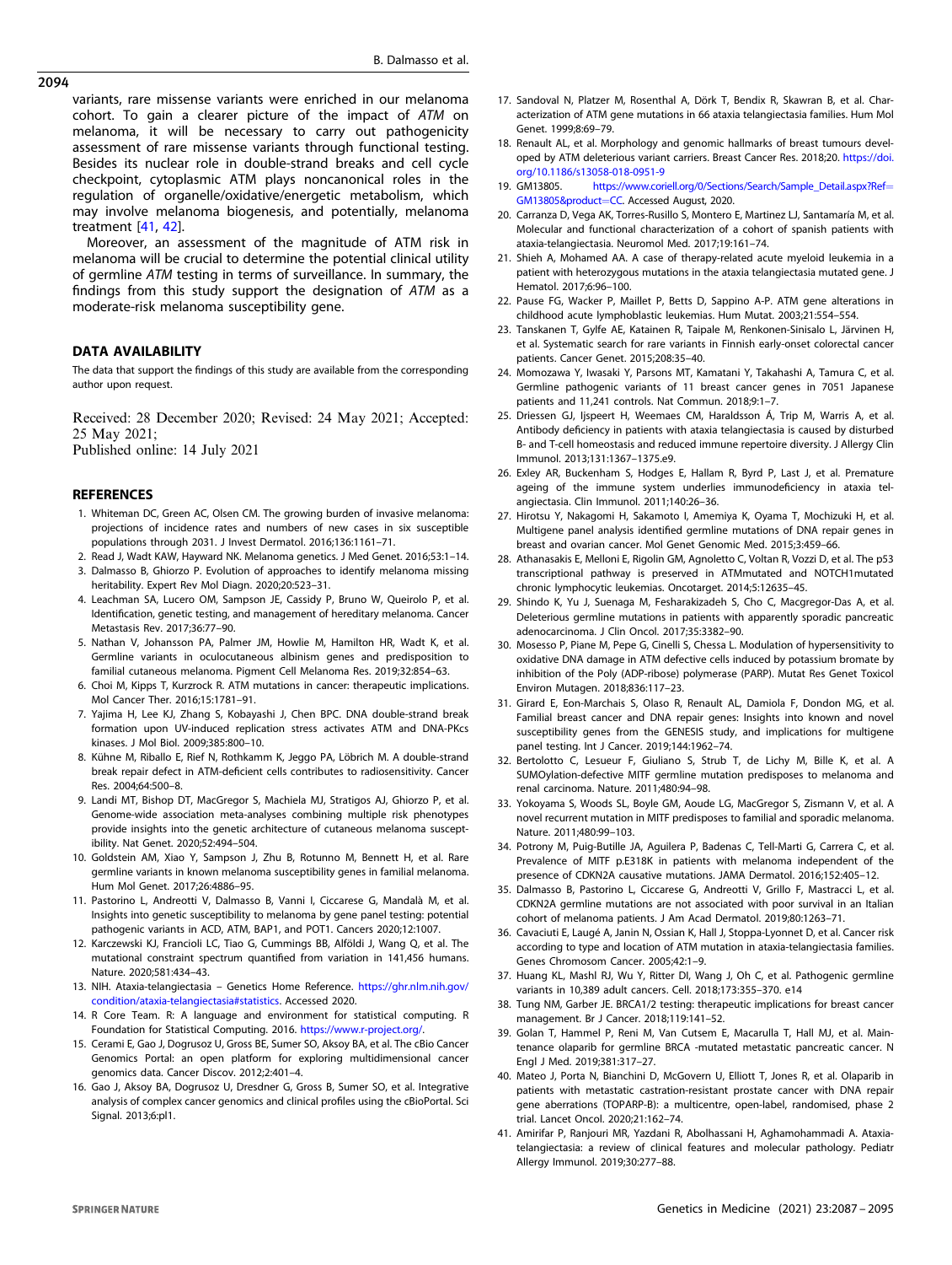variants, rare missense variants were enriched in our melanoma cohort. To gain a clearer picture of the impact of *ATM* on melanoma, it will be necessary to carry out pathogenicity assessment of rare missense variants through functional testing. Besides its nuclear role in double-strand breaks and cell cycle checkpoint, cytoplasmic ATM plays noncanonical roles in the regulation of organelle/oxidative/energetic metabolism, which may involve melanoma biogenesis, and potentially, melanoma treatment [41, 42].

Moreover, an assessment of the magnitude of ATM risk in melanoma will be crucial to determine the potential clinical utility of germline *ATM* testing in terms of surveillance. In summary, the findings from this study support the designation of *ATM* as a moderate-risk melanoma susceptibility gene.

## DATA AVAILABILITY

The data that support the findings of this study are available from the corresponding author upon request.

Received: 28 December 2020; Revised: 24 May 2021; Accepted: 25 May 2021;
Published online: 14 July 2021

## REFERENCES

1. Whiteman DC, Green AC, Olsen CM. The growing burden of invasive melanoma: projections of incidence rates and numbers of new cases in six susceptible populations through 2031. J Invest Dermatol. 2016;136:1161–71.
2. Read J, Wadt KAW, Hayward NK. Melanoma genetics. J Med Genet. 2016;53:1–14.
3. Dalmasso B, Ghiorzo P. Evolution of approaches to identify melanoma missing heritability. Expert Rev Mol Diagn. 2020;20:523–31.
4. Leachman SA, Lucero OM, Sampson JE, Cassidy P, Bruno W, Queirolo P, et al. Identification, genetic testing, and management of hereditary melanoma. Cancer Metastasis Rev. 2017;36:77–90.
5. Nathan V, Johansson PA, Palmer JM, Howlie M, Hamilton HR, Wadt K, et al. Germline variants in oculocutaneous albinism genes and predisposition to familial cutaneous melanoma. Pigment Cell Melanoma Res. 2019;32:854–63.
6. Choi M, Kipps T, Kurzrock R. ATM mutations in cancer: therapeutic implications. Mol Cancer Ther. 2016;15:1781–91.
7. Yajima H, Lee KJ, Zhang S, Kobayashi J, Chen BPC. DNA double-strand break formation upon UV-induced replication stress activates ATM and DNA-PKcs kinases. J Mol Biol. 2009;385:800–10.
8. Kühne M, Riballo E, Rief N, Rothkamm K, Jeggo PA, Löbrich M. A double-strand break repair defect in ATM-deficient cells contributes to radiosensitivity. Cancer Res. 2004;64:500–8.
9. Landi MT, Bishop DT, MacGregor S, Machiela MJ, Stratigos AJ, Ghiorzo P, et al. Genome-wide association meta-analyses combining multiple risk phenotypes provide insights into the genetic architecture of cutaneous melanoma susceptibility. Nat Genet. 2020;52:494–504.
10. Goldstein AM, Xiao Y, Sampson J, Zhu B, Rotunno M, Bennett H, et al. Rare germline variants in known melanoma susceptibility genes in familial melanoma. Hum Mol Genet. 2017;26:4886–95.
11. Pastorino L, Andreotti V, Dalmasso B, Vanni I, Ciccarese G, Mandalà M, et al. Insights into genetic susceptibility to melanoma by gene panel testing: potential pathogenic variants in ACD, ATM, BAP1, and POT1. Cancers 2020;12:1007.
12. Karczewski KJ, Francioli LC, Tiao G, Cummings BB, Alföldi J, Wang Q, et al. The mutational constraint spectrum quantified from variation in 141,456 humans. Nature. 2020;581:434–43.
13. NIH. Ataxia-telangiectasia – Genetics Home Reference. https://ghr.nlm.nih.gov/condition/ataxia-telangiectasia#statistics. Accessed 2020.
14. R Core Team. R: A language and environment for statistical computing. R Foundation for Statistical Computing. 2016. https://www.r-project.org/.
15. Cerami E, Gao J, Dogrusoz U, Gross BE, Sumer SO, Aksoy BA, et al. The cBio Cancer Genomics Portal: an open platform for exploring multidimensional cancer genomics data. Cancer Discov. 2012;2:401–4.
16. Gao J, Aksoy BA, Dogrusoz U, Dresdner G, Gross B, Sumer SO, et al. Integrative analysis of complex cancer genomics and clinical profiles using the cBioPortal. Sci Signal. 2013;6:pl1.
17. Sandoval N, Platzer M, Rosenthal A, Dörk T, Bendix R, Skawran B, et al. Characterization of ATM gene mutations in 66 ataxia telangiectasia families. Hum Mol Genet. 1999;8:69–79.
18. Renault AL, et al. Morphology and genomic hallmarks of breast tumours developed by ATM deleterious variant carriers. Breast Cancer Res. 2018;20. https://doi.org/10.1186/s13058-018-0951-9
19. GM13805. https://www.coriell.org/0/Sections/Search/Sample_Detail.aspx?Ref=GM13805&product=CC. Accessed August, 2020.
20. Carranza D, Vega AK, Torres-Rusillo S, Montero E, Martinez LJ, Santamaría M, et al. Molecular and functional characterization of a cohort of spanish patients with ataxia-telangiectasia. Neuromol Med. 2017;19:161–74.
21. Shieh A, Mohamed AA. A case of therapy-related acute myeloid leukemia in a patient with heterozygous mutations in the ataxia telangiectasia mutated gene. J Hematol. 2017;6:96–100.
22. Pause FG, Wacker P, Maillet P, Betts D, Sappino A-P. ATM gene alterations in childhood acute lymphoblastic leukemias. Hum Mutat. 2003;21:554–554.
23. Tanskanen T, Gylfe AE, Katainen R, Taipale M, Renkonen-Sinisalo L, Järvinen H, et al. Systematic search for rare variants in Finnish early-onset colorectal cancer patients. Cancer Genet. 2015;208:35–40.
24. Momozawa Y, Iwasaki Y, Parsons MT, Kamatani Y, Takahashi A, Tamura C, et al. Germline pathogenic variants of 11 breast cancer genes in 7051 Japanese patients and 11,241 controls. Nat Commun. 2018;9:1–7.
25. Driessen GJ, Ijspeert H, Weemaes CM, Haraldsson Á, Trip M, Warris A, et al. Antibody deficiency in patients with ataxia telangiectasia is caused by disturbed B- and T-cell homeostasis and reduced immune repertoire diversity. J Allergy Clin Immunol. 2013;131:1367–1375.e9.
26. Exley AR, Buckenham S, Hodges E, Hallam R, Byrd P, Last J, et al. Premature ageing of the immune system underlies immunodeficiency in ataxia telangiectasia. Clin Immunol. 2011;140:26–36.
27. Hirotsu Y, Nakagomi H, Sakamoto I, Amemiya K, Oyama T, Mochizuki H, et al. Multigene panel analysis identified germline mutations of DNA repair genes in breast and ovarian cancer. Mol Genet Genomic Med. 2015;3:459–66.
28. Athanasakis E, Melloni E, Rigolin GM, Agnoletto C, Voltan R, Vozzi D, et al. The p53 transcriptional pathway is preserved in ATMmutated and NOTCH1mutated chronic lymphocytic leukemias. Oncotarget. 2014;5:12635–45.
29. Shindo K, Yu J, Suenaga M, Fesharakizadeh S, Cho C, Macgregor-Das A, et al. Deleterious germline mutations in patients with apparently sporadic pancreatic adenocarcinoma. J Clin Oncol. 2017;35:3382–90.
30. Mosesso P, Piane M, Pepe G, Cinelli S, Chessa L. Modulation of hypersensitivity to oxidative DNA damage in ATM defective cells induced by potassium bromate by inhibition of the Poly (ADP-ribose) polymerase (PARP). Mutat Res Genet Toxicol Environ Mutagen. 2018;836:117–23.
31. Girard E, Eon-Marchais S, Olaso R, Renault AL, Damiola F, Dondon MG, et al. Familial breast cancer and DNA repair genes: Insights into known and novel susceptibility genes from the GENESIS study, and implications for multigene panel testing. Int J Cancer. 2019;144:1962–74.
32. Bertolotto C, Lesueur F, Giuliano S, Strub T, de Lichy M, Bille K, et al. A SUMOylation-defective MITF germline mutation predisposes to melanoma and renal carcinoma. Nature. 2011;480:94–98.
33. Yokoyama S, Woods SL, Boyle GM, Aoude LG, MacGregor S, Zismann V, et al. A novel recurrent mutation in MITF predisposes to familial and sporadic melanoma. Nature. 2011;480:99–103.
34. Potrony M, Puig-Butille JA, Aguilera P, Badenas C, Tell-Marti G, Carrera C, et al. Prevalence of MITF p.E318K in patients with melanoma independent of the presence of CDKN2A causative mutations. JAMA Dermatol. 2016;152:405–12.
35. Dalmasso B, Pastorino L, Ciccarese G, Andreotti V, Grillo F, Mastracci L, et al. CDKN2A germline mutations are not associated with poor survival in an Italian cohort of melanoma patients. J Am Acad Dermatol. 2019;80:1263–71.
36. Cavaciuti E, Laugé A, Janin N, Ossian K, Hall J, Stoppa-Lyonnet D, et al. Cancer risk according to type and location of ATM mutation in ataxia-telangiectasia families. Genes Chromosom Cancer. 2005;42:1–9.
37. Huang KL, Mashl RJ, Wu Y, Ritter DI, Wang J, Oh C, et al. Pathogenic germline variants in 10,389 adult cancers. Cell. 2018;173:355–370. e14
38. Tung NM, Garber JE. BRCA1/2 testing: therapeutic implications for breast cancer management. Br J Cancer. 2018;119:141–52.
39. Golan T, Hammel P, Reni M, Van Cutsem E, Macarulla T, Hall MJ, et al. Maintenance olaparib for germline BRCA -mutated metastatic pancreatic cancer. N Engl J Med. 2019;381:317–27.
40. Mateo J, Porta N, Bianchini D, McGovern U, Elliott T, Jones R, et al. Olaparib in patients with metastatic castration-resistant prostate cancer with DNA repair gene aberrations (TOPARP-B): a multicentre, open-label, randomised, phase 2 trial. Lancet Oncol. 2020;21:162–74.
41. Amirifar P, Ranjouri MR, Yazdani R, Abolhassani H, Aghamohammadi A. Ataxia-telangiectasia: a review of clinical features and molecular pathology. Pediatr Allergy Immunol. 2019;30:277–88.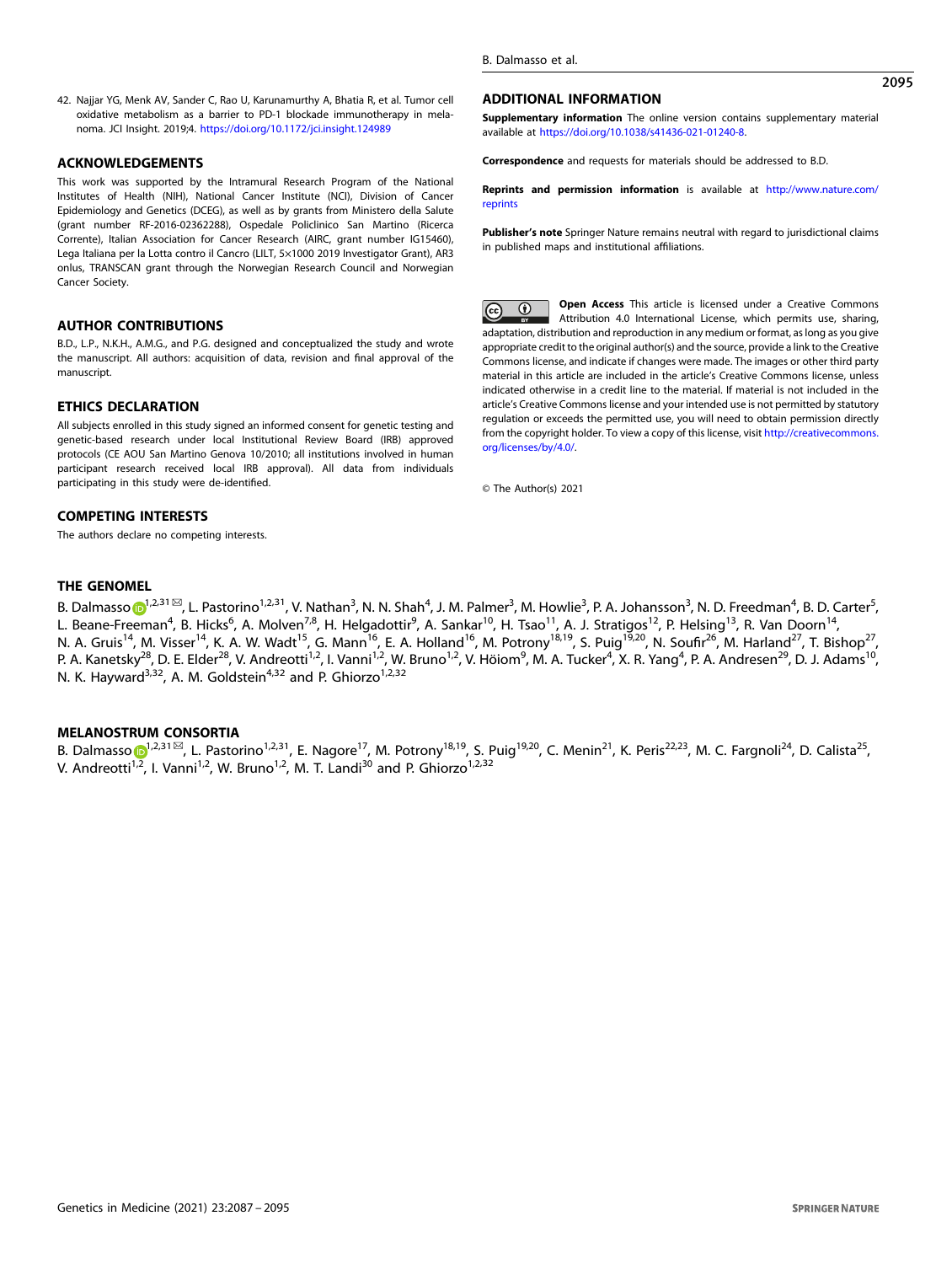42. Najjar YG, Menk AV, Sander C, Rao U, Karunamurthy A, Bhatia R, et al. Tumor cell oxidative metabolism as a barrier to PD-1 blockade immunotherapy in melanoma. JCI Insight. 2019;4. https://doi.org/10.1172/jci.insight.124989

## ACKNOWLEDGEMENTS

This work was supported by the Intramural Research Program of the National Institutes of Health (NIH), National Cancer Institute (NCI), Division of Cancer Epidemiology and Genetics (DCEG), as well as by grants from Ministero della Salute (grant number RF-2016-02362288), Ospedale Policlinico San Martino (Ricerca Corrente), Italian Association for Cancer Research (AIRC, grant number IG15460), Lega Italiana per la Lotta contro il Cancro (LILT, 5×1000 2019 Investigator Grant), AR3 onlus, TRANSCAN grant through the Norwegian Research Council and Norwegian Cancer Society.

## AUTHOR CONTRIBUTIONS

B.D., L.P., N.K.H., A.M.G., and P.G. designed and conceptualized the study and wrote the manuscript. All authors: acquisition of data, revision and final approval of the manuscript.

## ETHICS DECLARATION

All subjects enrolled in this study signed an informed consent for genetic testing and genetic-based research under local Institutional Review Board (IRB) approved protocols (CE AOU San Martino Genova 10/2010; all institutions involved in human participant research received local IRB approval). All data from individuals participating in this study were de-identified.

## COMPETING INTERESTS

The authors declare no competing interests.

## ADDITIONAL INFORMATION

**Supplementary information** The online version contains supplementary material available at https://doi.org/10.1038/s41436-021-01240-8.

**Correspondence** and requests for materials should be addressed to B.D.

**Reprints and permission information** is available at http://www.nature.com/reprints

**Publisher's note** Springer Nature remains neutral with regard to jurisdictional claims in published maps and institutional affiliations.

**Open Access** This article is licensed under a Creative Commons Attribution 4.0 International License, which permits use, sharing, adaptation, distribution and reproduction in any medium or format, as long as you give appropriate credit to the original author(s) and the source, provide a link to the Creative Commons license, and indicate if changes were made. The images or other third party material in this article are included in the article's Creative Commons license, unless indicated otherwise in a credit line to the material. If material is not included in the article's Creative Commons license and your intended use is not permitted by statutory regulation or exceeds the permitted use, you will need to obtain permission directly from the copyright holder. To view a copy of this license, visit http://creativecommons.org/licenses/by/4.0/.

© The Author(s) 2021

## THE GENOMEL

B. Dalmasso[1,2,31] ✉, L. Pastorino[1,2,31], V. Nathan[3], N. N. Shah[4], J. M. Palmer[3], M. Howlie[3], P. A. Johansson[3], N. D. Freedman[4], B. D. Carter[5], L. Beane-Freeman[4], B. Hicks[6], A. Molven[7,8], H. Helgadottir[9], A. Sankar[10], H. Tsao[11], A. J. Stratigos[12], P. Helsing[13], R. Van Doorn[14], N. A. Gruis[14], M. Visser[14], K. A. W. Wadt[15], G. Mann[16], E. A. Holland[16], M. Potrony[18,19], S. Puig[19,20], N. Soufir[26], M. Harland[27], T. Bishop[27], P. A. Kanetsky[28], D. E. Elder[28], V. Andreotti[1,2], I. Vanni[1,2], W. Bruno[1,2], V. Höiom[9], M. A. Tucker[4], X. R. Yang[4], P. A. Andresen[29], D. J. Adams[10], N. K. Hayward[3,32], A. M. Goldstein[4,32] and P. Ghiorzo[1,2,32]

## MELANOSTRUM CONSORTIA

B. Dalmasso[1,2,31] ✉, L. Pastorino[1,2,31], E. Nagore[17], M. Potrony[18,19], S. Puig[19,20], C. Menin[21], K. Peris[22,23], M. C. Fargnoli[24], D. Calista[25], V. Andreotti[1,2], I. Vanni[1,2], W. Bruno[1,2], M. T. Landi[30] and P. Ghiorzo[1,2,32]